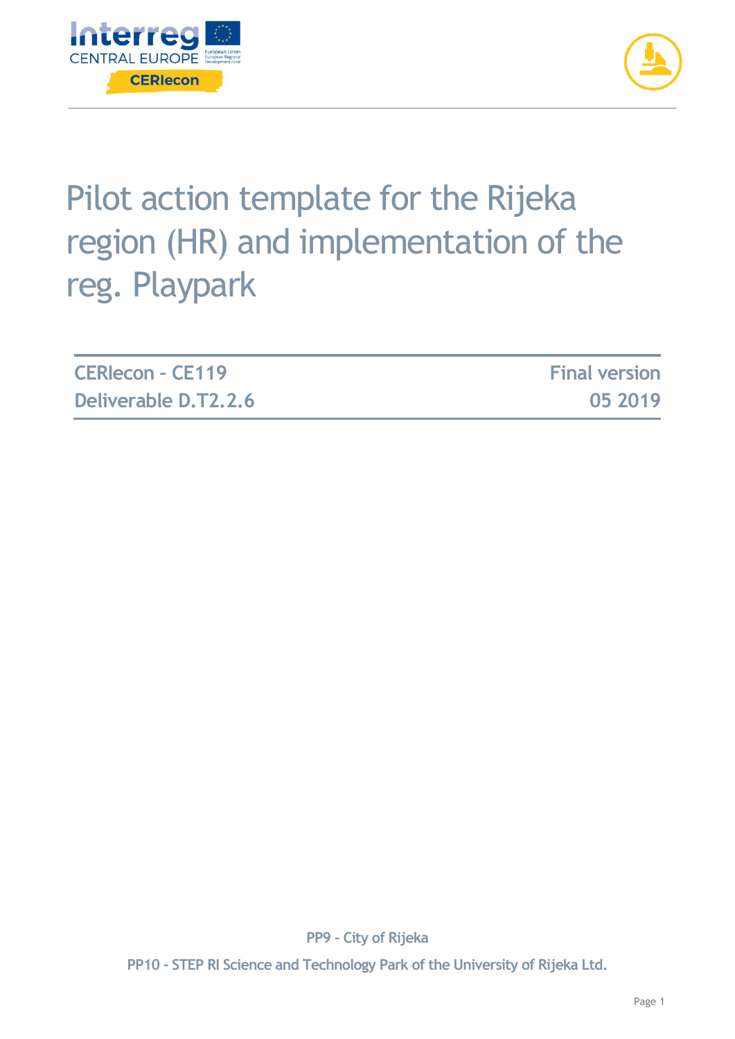# Pilot action template for the Rijeka region (HR) and implementation of the reg. Playpark

| CERIecon - CE119 | Final version |
| --- | --- |
| Deliverable D.T2.2.6 | 05 2019 |

PP9 - City of Rijeka

PP10 - STEP RI Science and Technology Park of the University of Rijeka Ltd.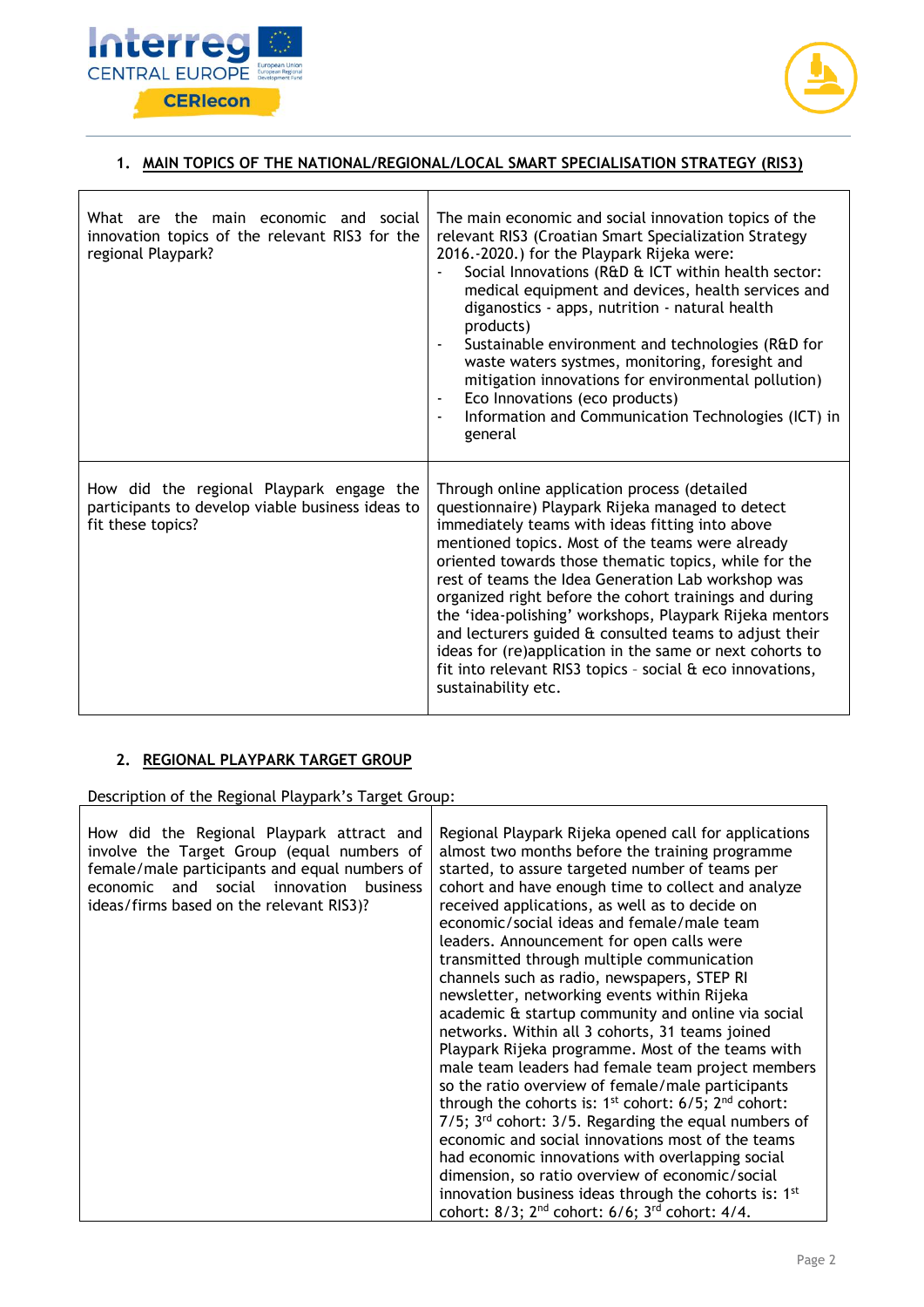## 1. MAIN TOPICS OF THE NATIONAL/REGIONAL/LOCAL SMART SPECIALISATION STRATEGY (RIS3)

| | |
|---|---|
| What are the main economic and social innovation topics of the relevant RIS3 for the regional Playpark? | The main economic and social innovation topics of the relevant RIS3 (Croatian Smart Specialization Strategy 2016.-2020.) for the Playpark Rijeka were:<br>- Social Innovations (R&D & ICT within health sector: medical equipment and devices, health services and diganostics - apps, nutrition - natural health products)<br>- Sustainable environment and technologies (R&D for waste waters systmes, monitoring, foresight and mitigation innovations for environmental pollution)<br>- Eco Innovations (eco products)<br>- Information and Communication Technologies (ICT) in general |
| How did the regional Playpark engage the participants to develop viable business ideas to fit these topics? | Through online application process (detailed questionnaire) Playpark Rijeka managed to detect immediately teams with ideas fitting into above mentioned topics. Most of the teams were already oriented towards those thematic topics, while for the rest of teams the Idea Generation Lab workshop was organized right before the cohort trainings and during the 'idea-polishing' workshops, Playpark Rijeka mentors and lecturers guided & consulted teams to adjust their ideas for (re)application in the same or next cohorts to fit into relevant RIS3 topics – social & eco innovations, sustainability etc. |

## 2. REGIONAL PLAYPARK TARGET GROUP

Description of the Regional Playpark's Target Group:

| | |
|---|---|
| How did the Regional Playpark attract and involve the Target Group (equal numbers of female/male participants and equal numbers of economic and social innovation business ideas/firms based on the relevant RIS3)? | Regional Playpark Rijeka opened call for applications almost two months before the training programme started, to assure targeted number of teams per cohort and have enough time to collect and analyze received applications, as well as to decide on economic/social ideas and female/male team leaders. Announcement for open calls were transmitted through multiple communication channels such as radio, newspapers, STEP RI newsletter, networking events within Rijeka academic & startup community and online via social networks. Within all 3 cohorts, 31 teams joined Playpark Rijeka programme. Most of the teams with male team leaders had female team project members so the ratio overview of female/male participants through the cohorts is: 1st cohort: 6/5; 2nd cohort: 7/5; 3rd cohort: 3/5. Regarding the equal numbers of economic and social innovations most of the teams had economic innovations with overlapping social dimension, so ratio overview of economic/social innovation business ideas through the cohorts is: 1st cohort: 8/3; 2nd cohort: 6/6; 3rd cohort: 4/4. |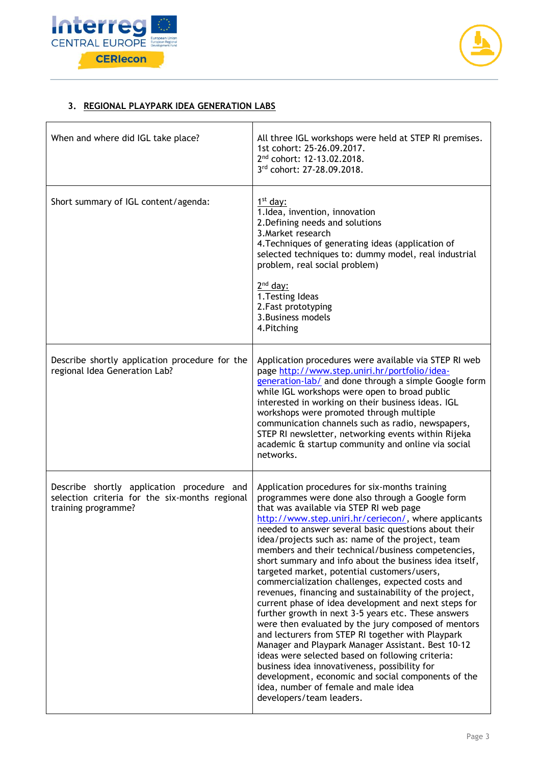## 3. REGIONAL PLAYPARK IDEA GENERATION LABS

| | |
|---|---|
| When and where did IGL take place? | All three IGL workshops were held at STEP RI premises.<br>1st cohort: 25-26.09.2017.<br>2nd cohort: 12-13.02.2018.<br>3rd cohort: 27-28.09.2018. |
| Short summary of IGL content/agenda: | 1st day:<br>1.Idea, invention, innovation<br>2.Defining needs and solutions<br>3.Market research<br>4.Techniques of generating ideas (application of selected techniques to: dummy model, real industrial problem, real social problem)<br><br>2nd day:<br>1.Testing Ideas<br>2.Fast prototyping<br>3.Business models<br>4.Pitching |
| Describe shortly application procedure for the regional Idea Generation Lab? | Application procedures were available via STEP RI web page http://www.step.uniri.hr/portfolio/idea-generation-lab/ and done through a simple Google form while IGL workshops were open to broad public interested in working on their business ideas. IGL workshops were promoted through multiple communication channels such as radio, newspapers, STEP RI newsletter, networking events within Rijeka academic & startup community and online via social networks. |
| Describe shortly application procedure and selection criteria for the six-months regional training programme? | Application procedures for six-months training programmes were done also through a Google form that was available via STEP RI web page http://www.step.uniri.hr/ceriecon/, where applicants needed to answer several basic questions about their idea/projects such as: name of the project, team members and their technical/business competencies, short summary and info about the business idea itself, targeted market, potential customers/users, commercialization challenges, expected costs and revenues, financing and sustainability of the project, current phase of idea development and next steps for further growth in next 3-5 years etc. These answers were then evaluated by the jury composed of mentors and lecturers from STEP RI together with Playpark Manager and Playpark Manager Assistant. Best 10-12 ideas were selected based on following criteria: business idea innovativeness, possibility for development, economic and social components of the idea, number of female and male idea developers/team leaders. |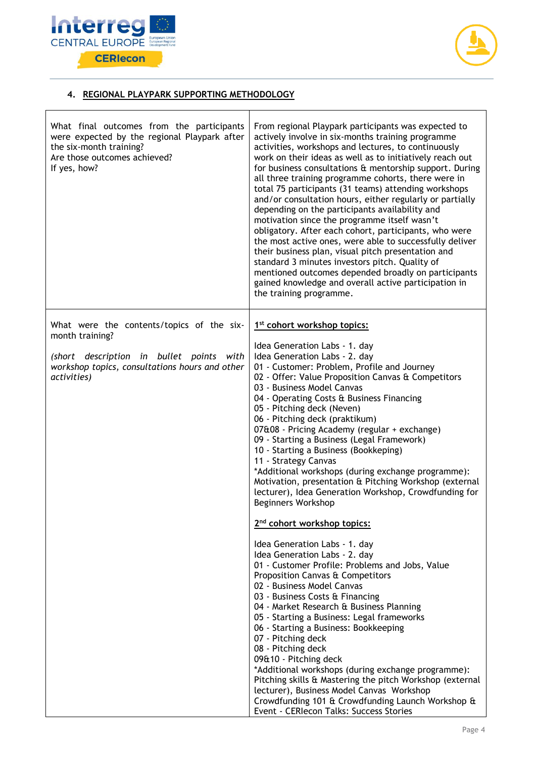## 4. REGIONAL PLAYPARK SUPPORTING METHODOLOGY

| | |
|---|---|
| What final outcomes from the participants were expected by the regional Playpark after the six-month training?<br>Are those outcomes achieved?<br>If yes, how? | From regional Playpark participants was expected to actively involve in six-months training programme activities, workshops and lectures, to continuously work on their ideas as well as to initiatively reach out for business consultations & mentorship support. During all three training programme cohorts, there were in total 75 participants (31 teams) attending workshops and/or consultation hours, either regularly or partially depending on the participants availability and motivation since the programme itself wasn't obligatory. After each cohort, participants, who were the most active ones, were able to successfully deliver their business plan, visual pitch presentation and standard 3 minutes investors pitch. Quality of mentioned outcomes depended broadly on participants gained knowledge and overall active participation in the training programme. |
| What were the contents/topics of the six-month training?<br><br>*(short description in bullet points with workshop topics, consultations hours and other activities)* | <u>**1st cohort workshop topics:**</u><br><br>Idea Generation Labs - 1. day<br>Idea Generation Labs - 2. day<br>01 - Customer: Problem, Profile and Journey<br>02 - Offer: Value Proposition Canvas & Competitors<br>03 - Business Model Canvas<br>04 - Operating Costs & Business Financing<br>05 - Pitching deck (Neven)<br>06 - Pitching deck (praktikum)<br>07&08 - Pricing Academy (regular + exchange)<br>09 - Starting a Business (Legal Framework)<br>10 - Starting a Business (Bookkeping)<br>11 - Strategy Canvas<br>*Additional workshops (during exchange programme): Motivation, presentation & Pitching Workshop (external lecturer), Idea Generation Workshop, Crowdfunding for Beginners Workshop<br><br><u>**2nd cohort workshop topics:**</u><br><br>Idea Generation Labs - 1. day<br>Idea Generation Labs - 2. day<br>01 - Customer Profile: Problems and Jobs, Value Proposition Canvas & Competitors<br>02 - Business Model Canvas<br>03 - Business Costs & Financing<br>04 - Market Research & Business Planning<br>05 - Starting a Business: Legal frameworks<br>06 - Starting a Business: Bookkeeping<br>07 - Pitching deck<br>08 - Pitching deck<br>09&10 - Pitching deck<br>*Additional workshops (during exchange programme): Pitching skills & Mastering the pitch Workshop (external lecturer), Business Model Canvas Workshop Crowdfunding 101 & Crowdfunding Launch Workshop & Event - CERIecon Talks: Success Stories |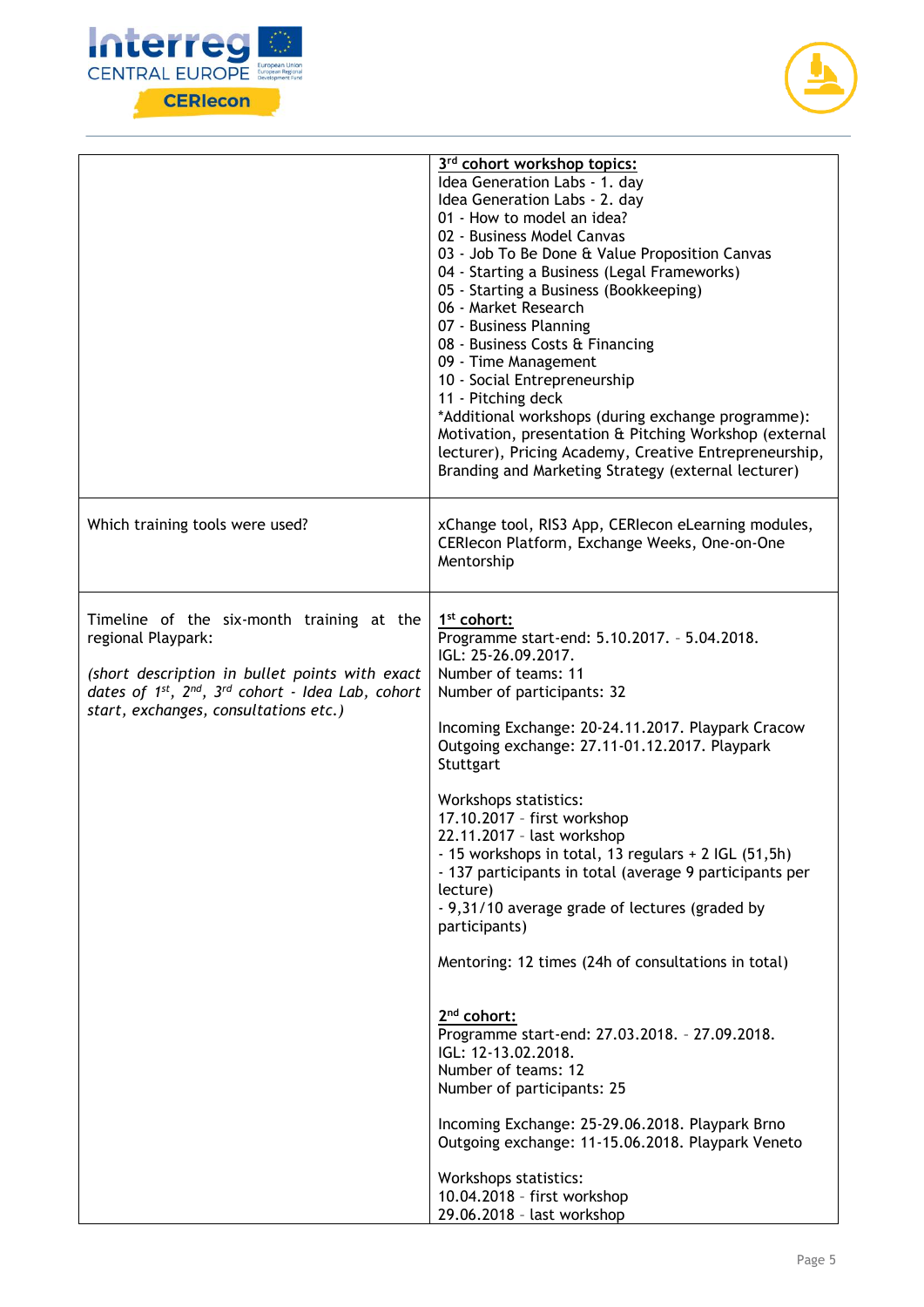| | |
|---|---|
| | <u>3rd cohort workshop topics:</u><br>Idea Generation Labs - 1. day<br>Idea Generation Labs - 2. day<br>01 - How to model an idea?<br>02 - Business Model Canvas<br>03 - Job To Be Done & Value Proposition Canvas<br>04 - Starting a Business (Legal Frameworks)<br>05 - Starting a Business (Bookkeeping)<br>06 - Market Research<br>07 - Business Planning<br>08 - Business Costs & Financing<br>09 - Time Management<br>10 - Social Entrepreneurship<br>11 - Pitching deck<br>*Additional workshops (during exchange programme): Motivation, presentation & Pitching Workshop (external lecturer), Pricing Academy, Creative Entrepreneurship, Branding and Marketing Strategy (external lecturer) |
| Which training tools were used? | xChange tool, RIS3 App, CERIecon eLearning modules, CERIecon Platform, Exchange Weeks, One-on-One Mentorship |
| Timeline of the six-month training at the regional Playpark:<br><br>*(short description in bullet points with exact dates of 1st, 2nd, 3rd cohort - Idea Lab, cohort start, exchanges, consultations etc.)* | <u>1st cohort:</u><br>Programme start-end: 5.10.2017. - 5.04.2018.<br>IGL: 25-26.09.2017.<br>Number of teams: 11<br>Number of participants: 32<br><br>Incoming Exchange: 20-24.11.2017. Playpark Cracow<br>Outgoing exchange: 27.11-01.12.2017. Playpark Stuttgart<br><br>Workshops statistics:<br>17.10.2017 - first workshop<br>22.11.2017 - last workshop<br>- 15 workshops in total, 13 regulars + 2 IGL (51,5h)<br>- 137 participants in total (average 9 participants per lecture)<br>- 9,31/10 average grade of lectures (graded by participants)<br><br>Mentoring: 12 times (24h of consultations in total)<br><br><u>2nd cohort:</u><br>Programme start-end: 27.03.2018. - 27.09.2018.<br>IGL: 12-13.02.2018.<br>Number of teams: 12<br>Number of participants: 25<br><br>Incoming Exchange: 25-29.06.2018. Playpark Brno<br>Outgoing exchange: 11-15.06.2018. Playpark Veneto<br><br>Workshops statistics:<br>10.04.2018 - first workshop<br>29.06.2018 - last workshop |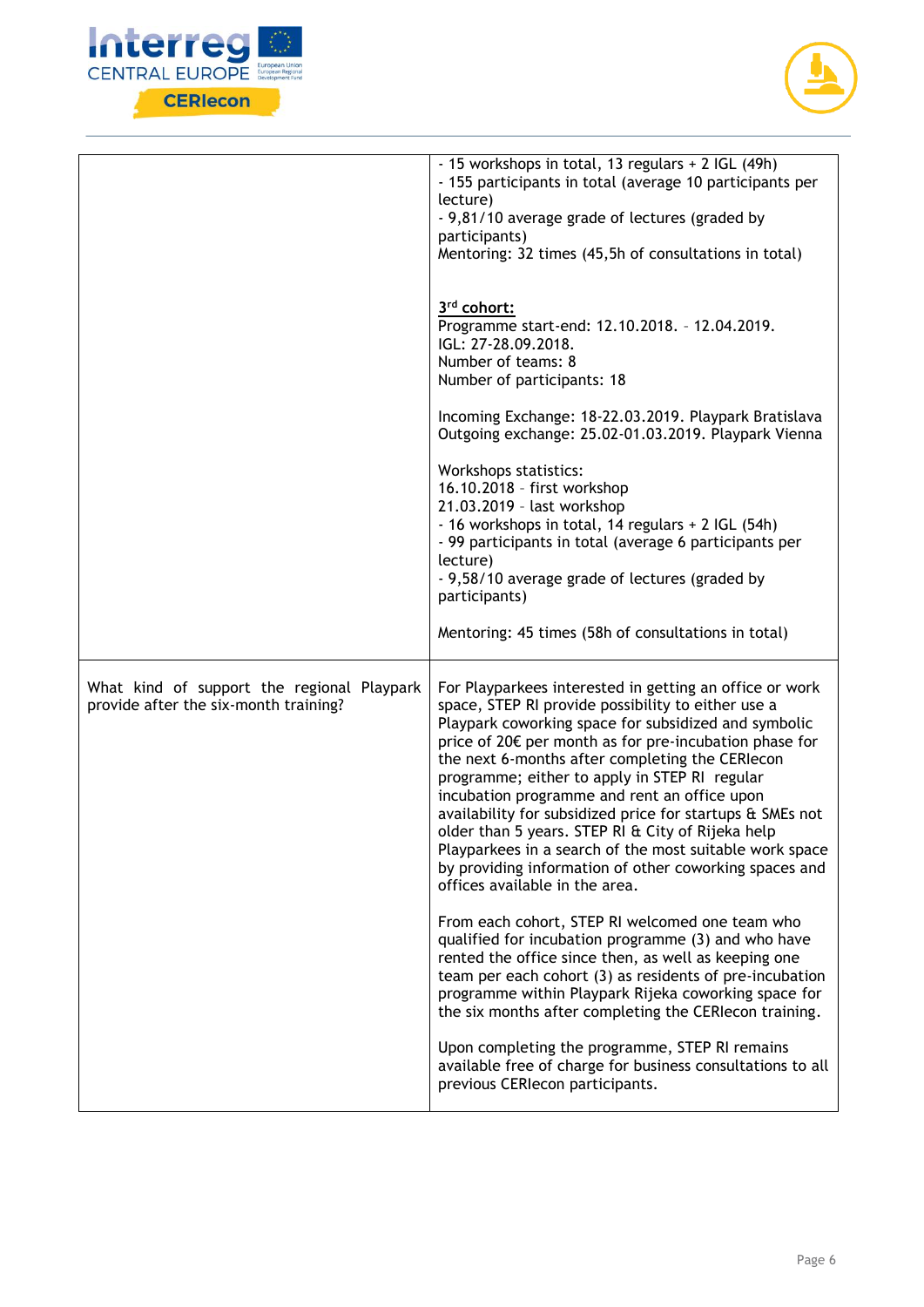|  |  |
|---|---|
|  | - 15 workshops in total, 13 regulars + 2 IGL (49h)<br>- 155 participants in total (average 10 participants per lecture)<br>- 9,81/10 average grade of lectures (graded by participants)<br>Mentoring: 32 times (45,5h of consultations in total)<br><br>**3rd cohort:**<br>Programme start-end: 12.10.2018. - 12.04.2019.<br>IGL: 27-28.09.2018.<br>Number of teams: 8<br>Number of participants: 18<br><br>Incoming Exchange: 18-22.03.2019. Playpark Bratislava<br>Outgoing exchange: 25.02-01.03.2019. Playpark Vienna<br><br>Workshops statistics:<br>16.10.2018 - first workshop<br>21.03.2019 - last workshop<br>- 16 workshops in total, 14 regulars + 2 IGL (54h)<br>- 99 participants in total (average 6 participants per lecture)<br>- 9,58/10 average grade of lectures (graded by participants)<br><br>Mentoring: 45 times (58h of consultations in total) |
| What kind of support the regional Playpark provide after the six-month training? | For Playparkees interested in getting an office or work space, STEP RI provide possibility to either use a Playpark coworking space for subsidized and symbolic price of 20€ per month as for pre-incubation phase for the next 6-months after completing the CERIecon programme; either to apply in STEP RI regular incubation programme and rent an office upon availability for subsidized price for startups & SMEs not older than 5 years. STEP RI & City of Rijeka help Playparkees in a search of the most suitable work space by providing information of other coworking spaces and offices available in the area.<br><br>From each cohort, STEP RI welcomed one team who qualified for incubation programme (3) and who have rented the office since then, as well as keeping one team per each cohort (3) as residents of pre-incubation programme within Playpark Rijeka coworking space for the six months after completing the CERIecon training.<br><br>Upon completing the programme, STEP RI remains available free of charge for business consultations to all previous CERIecon participants. |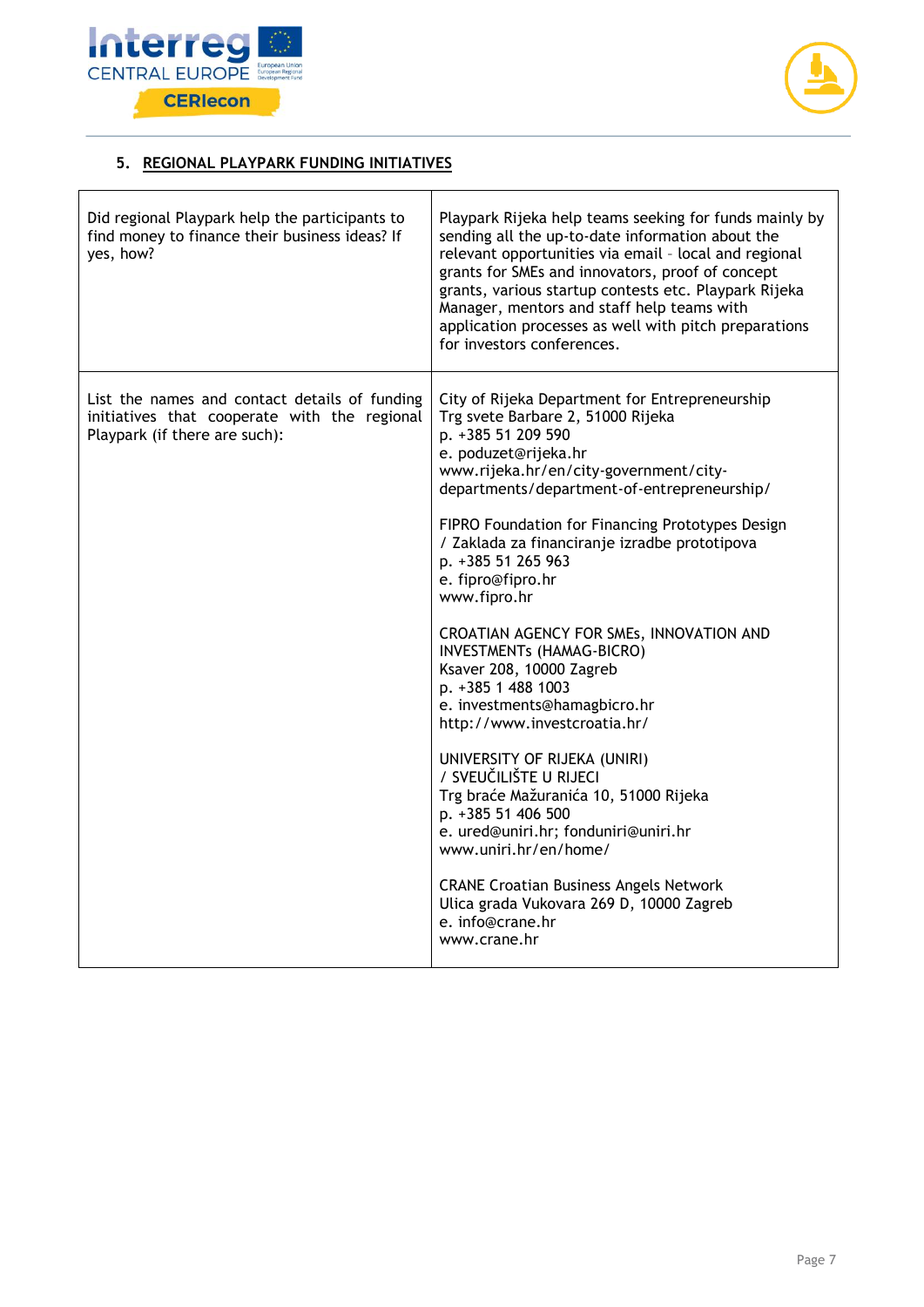## 5. REGIONAL PLAYPARK FUNDING INITIATIVES

| | |
|---|---|
| Did regional Playpark help the participants to find money to finance their business ideas? If yes, how? | Playpark Rijeka help teams seeking for funds mainly by sending all the up-to-date information about the relevant opportunities via email - local and regional grants for SMEs and innovators, proof of concept grants, various startup contests etc. Playpark Rijeka Manager, mentors and staff help teams with application processes as well with pitch preparations for investors conferences. |
| List the names and contact details of funding initiatives that cooperate with the regional Playpark (if there are such): | City of Rijeka Department for Entrepreneurship<br>Trg svete Barbare 2, 51000 Rijeka<br>p. +385 51 209 590<br>e. poduzet@rijeka.hr<br>www.rijeka.hr/en/city-government/city-departments/department-of-entrepreneurship/<br><br>FIPRO Foundation for Financing Prototypes Design / Zaklada za financiranje izradbe prototipova<br>p. +385 51 265 963<br>e. fipro@fipro.hr<br>www.fipro.hr<br><br>CROATIAN AGENCY FOR SMEs, INNOVATION AND INVESTMENTs (HAMAG-BICRO)<br>Ksaver 208, 10000 Zagreb<br>p. +385 1 488 1003<br>e. investments@hamagbicro.hr<br>http://www.investcroatia.hr/<br><br>UNIVERSITY OF RIJEKA (UNIRI) / SVEUČILIŠTE U RIJECI<br>Trg braće Mažuranića 10, 51000 Rijeka<br>p. +385 51 406 500<br>e. ured@uniri.hr; fonduniri@uniri.hr<br>www.uniri.hr/en/home/<br><br>CRANE Croatian Business Angels Network<br>Ulica grada Vukovara 269 D, 10000 Zagreb<br>e. info@crane.hr<br>www.crane.hr |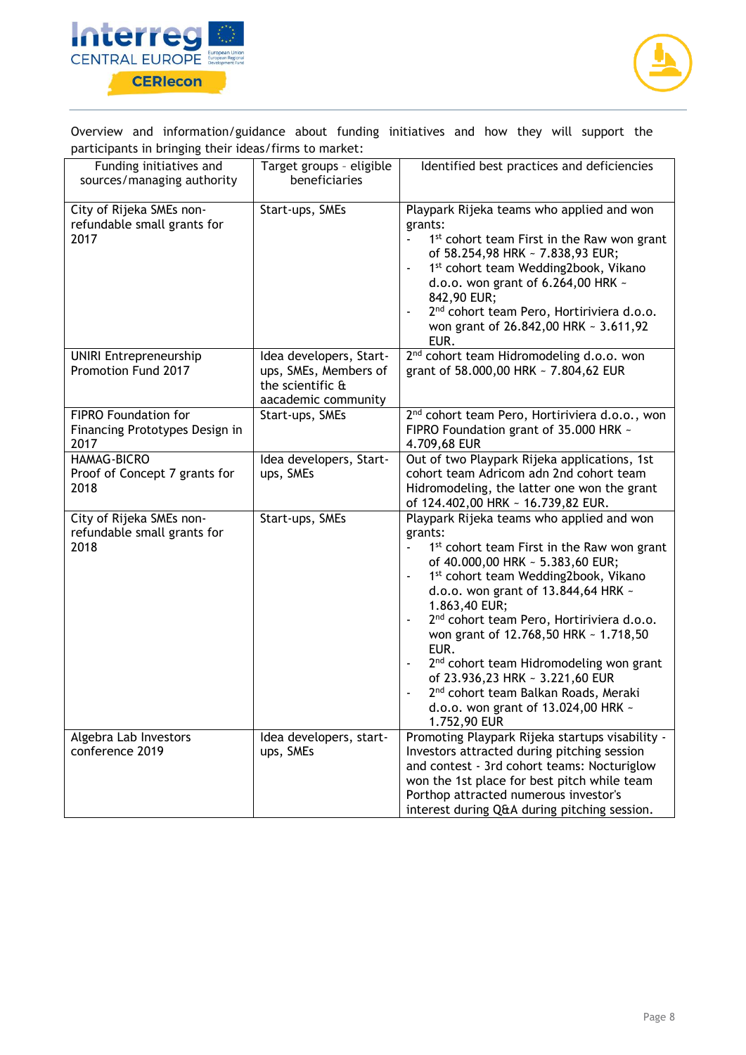Overview and information/guidance about funding initiatives and how they will support the participants in bringing their ideas/firms to market:

| Funding initiatives and sources/managing authority | Target groups - eligible beneficiaries | Identified best practices and deficiencies |
|---|---|---|
| City of Rijeka SMEs non-refundable small grants for 2017 | Start-ups, SMEs | Playpark Rijeka teams who applied and won grants:<br>- 1st cohort team First in the Raw won grant of 58.254,98 HRK ~ 7.838,93 EUR;<br>- 1st cohort team Wedding2book, Vikano d.o.o. won grant of 6.264,00 HRK ~ 842,90 EUR;<br>- 2nd cohort team Pero, Hortiriviera d.o.o. won grant of 26.842,00 HRK ~ 3.611,92 EUR. |
| UNIRI Entrepreneurship Promotion Fund 2017 | Idea developers, Start-ups, SMEs, Members of the scientific & aacademic community | 2nd cohort team Hidromodeling d.o.o. won grant of 58.000,00 HRK ~ 7.804,62 EUR |
| FIPRO Foundation for Financing Prototypes Design in 2017 | Start-ups, SMEs | 2nd cohort team Pero, Hortiriviera d.o.o., won FIPRO Foundation grant of 35.000 HRK ~ 4.709,68 EUR |
| HAMAG-BICRO Proof of Concept 7 grants for 2018 | Idea developers, Start-ups, SMEs | Out of two Playpark Rijeka applications, 1st cohort team Adricom adn 2nd cohort team Hidromodeling, the latter one won the grant of 124.402,00 HRK ~ 16.739,82 EUR. |
| City of Rijeka SMEs non-refundable small grants for 2018 | Start-ups, SMEs | Playpark Rijeka teams who applied and won grants:<br>- 1st cohort team First in the Raw won grant of 40.000,00 HRK ~ 5.383,60 EUR;<br>- 1st cohort team Wedding2book, Vikano d.o.o. won grant of 13.844,64 HRK ~ 1.863,40 EUR;<br>- 2nd cohort team Pero, Hortiriviera d.o.o. won grant of 12.768,50 HRK ~ 1.718,50 EUR.<br>- 2nd cohort team Hidromodeling won grant of 23.936,23 HRK ~ 3.221,60 EUR<br>- 2nd cohort team Balkan Roads, Meraki d.o.o. won grant of 13.024,00 HRK ~ 1.752,90 EUR |
| Algebra Lab Investors conference 2019 | Idea developers, start-ups, SMEs | Promoting Playpark Rijeka startups visability - Investors attracted during pitching session and contest - 3rd cohort teams: Nocturiglow won the 1st place for best pitch while team Porthop attracted numerous investor's interest during Q&A during pitching session. |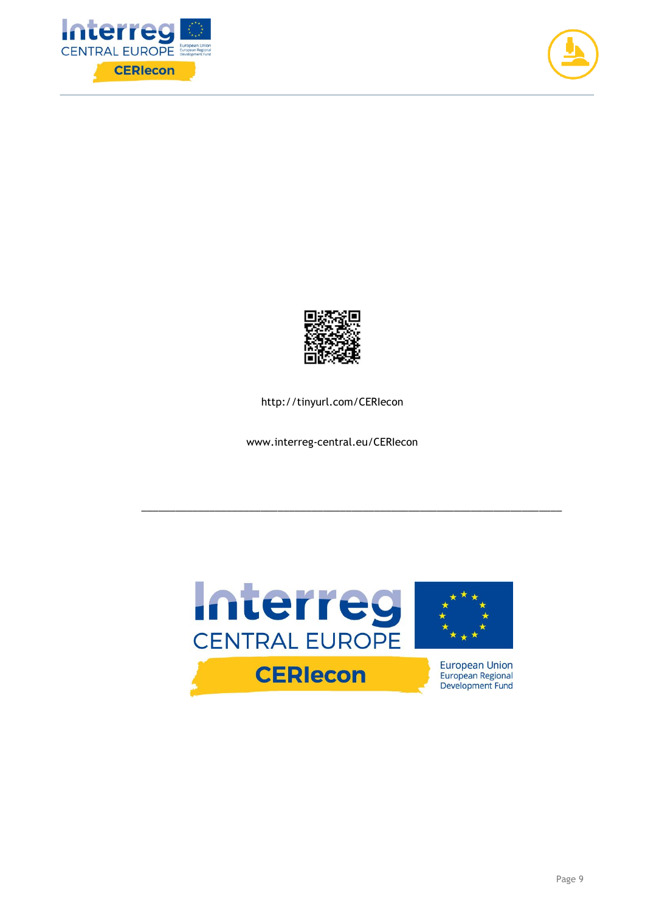http://tinyurl.com/CERIecon

www.interreg-central.eu/CERIecon

---

Interreg

CENTRAL EUROPE

CERIecon

European Union
European Regional
Development Fund